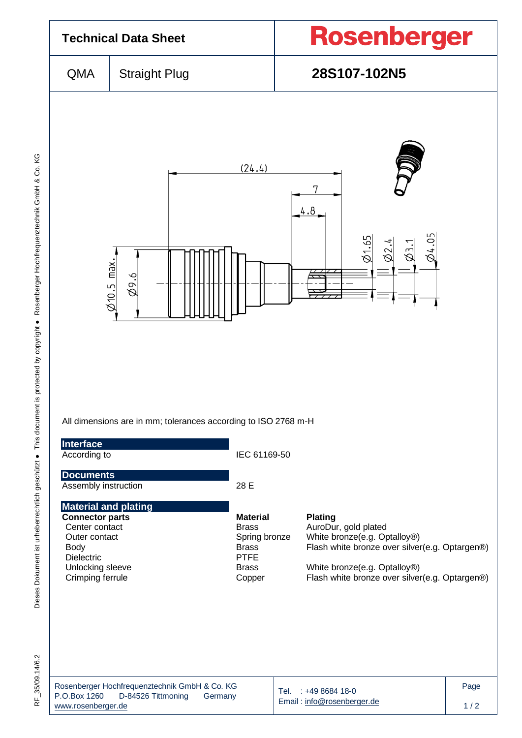# Technical Data Sheet

**Rosenberger**

| QMA | Straight Plug | **28S107-102N5** |
|---|---|---|

All dimensions are in mm; tolerances according to ISO 2768 m-H

## Interface

| | |
|---|---|
| According to | IEC 61169-50 |

## Documents

| | |
|---|---|
| Assembly instruction | 28 E |

## Material and plating

| **Connector parts** | **Material** | **Plating** |
|---|---|---|
| Center contact | Brass | AuroDur, gold plated |
| Outer contact | Spring bronze | White bronze(e.g. Optalloy®) |
| Body | Brass | Flash white bronze over silver(e.g. Optargen®) |
| Dielectric | PTFE | |
| Unlocking sleeve | Brass | White bronze(e.g. Optalloy®) |
| Crimping ferrule | Copper | Flash white bronze over silver(e.g. Optargen®) |

Rosenberger Hochfrequenztechnik GmbH & Co. KG
P.O.Box 1260 D-84526 Tittmoning Germany
www.rosenberger.de

Tel. : +49 8684 18-0
Email : info@rosenberger.de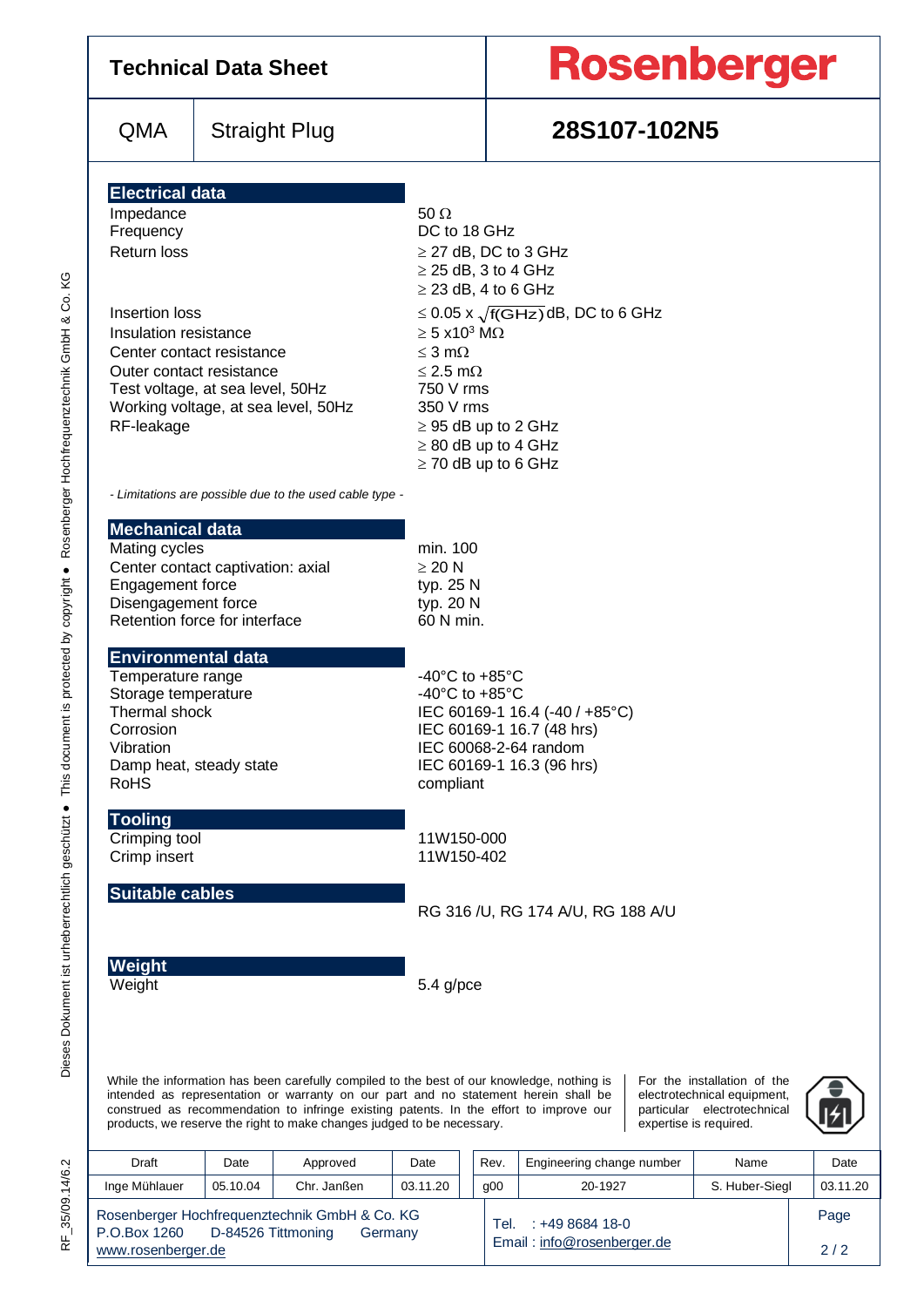# Technical Data Sheet

**Rosenberger**

QMA | Straight Plug | **28S107-102N5**

## Electrical data

| | |
|---|---|
| Impedance | 50 Ω |
| Frequency | DC to 18 GHz |
| Return loss | ≥ 27 dB, DC to 3 GHz<br>≥ 25 dB, 3 to 4 GHz<br>≥ 23 dB, 4 to 6 GHz |
| Insertion loss | ≤ 0.05 x $\sqrt{f(GHz)}$ dB, DC to 6 GHz |
| Insulation resistance | ≥ 5 x10³ MΩ |
| Center contact resistance | ≤ 3 mΩ |
| Outer contact resistance | ≤ 2.5 mΩ |
| Test voltage, at sea level, 50Hz | 750 V rms |
| Working voltage, at sea level, 50Hz | 350 V rms |
| RF-leakage | ≥ 95 dB up to 2 GHz<br>≥ 80 dB up to 4 GHz<br>≥ 70 dB up to 6 GHz |

*- Limitations are possible due to the used cable type -*

## Mechanical data

| | |
|---|---|
| Mating cycles | min. 100 |
| Center contact captivation: axial | ≥ 20 N |
| Engagement force | typ. 25 N |
| Disengagement force | typ. 20 N |
| Retention force for interface | 60 N min. |

## Environmental data

| | |
|---|---|
| Temperature range | -40°C to +85°C |
| Storage temperature | -40°C to +85°C |
| Thermal shock | IEC 60169-1 16.4 (-40 / +85°C) |
| Corrosion | IEC 60169-1 16.7 (48 hrs) |
| Vibration | IEC 60068-2-64 random |
| Damp heat, steady state | IEC 60169-1 16.3 (96 hrs) |
| RoHS | compliant |

## Tooling

| | |
|---|---|
| Crimping tool | 11W150-000 |
| Crimp insert | 11W150-402 |

## Suitable cables

RG 316 /U, RG 174 A/U, RG 188 A/U

## Weight

| | |
|---|---|
| Weight | 5.4 g/pce |

While the information has been carefully compiled to the best of our knowledge, nothing is intended as representation or warranty on our part and no statement herein shall be construed as recommendation to infringe existing patents. In the effort to improve our products, we reserve the right to make changes judged to be necessary.

For the installation of the electrotechnical equipment, particular electrotechnical expertise is required.

| Draft | Date | Approved | Date | Rev. | Engineering change number | Name | Date |
|---|---|---|---|---|---|---|---|
| Inge Mühlauer | 05.10.04 | Chr. Janßen | 03.11.20 | g00 | 20-1927 | S. Huber-Siegl | 03.11.20 |

Rosenberger Hochfrequenztechnik GmbH & Co. KG
P.O.Box 1260 D-84526 Tittmoning Germany
www.rosenberger.de

Tel. : +49 8684 18-0
Email : info@rosenberger.de

RF_35/09.14/6.2

Dieses Dokument ist urheberrechtlich geschützt ● This document is protected by copyright ● Rosenberger Hochfrequenztechnik GmbH & Co. KG